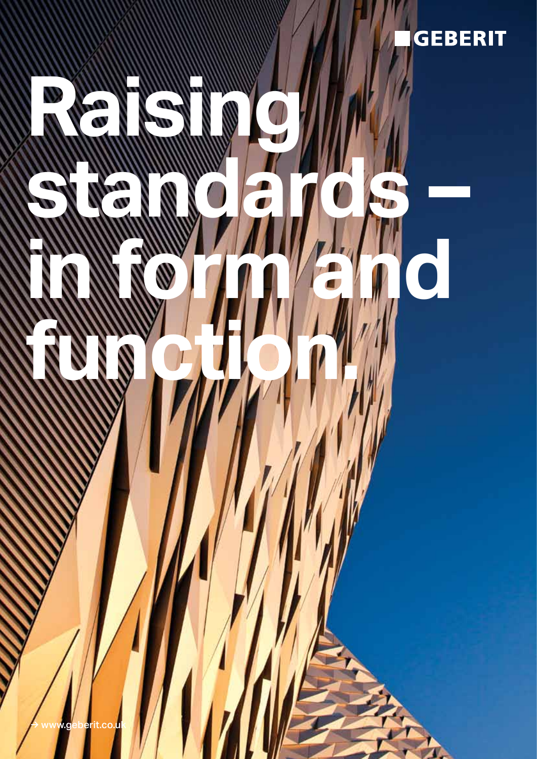GEBERIT

# Raising standards – in form and function.

→ www.geberit.co.uk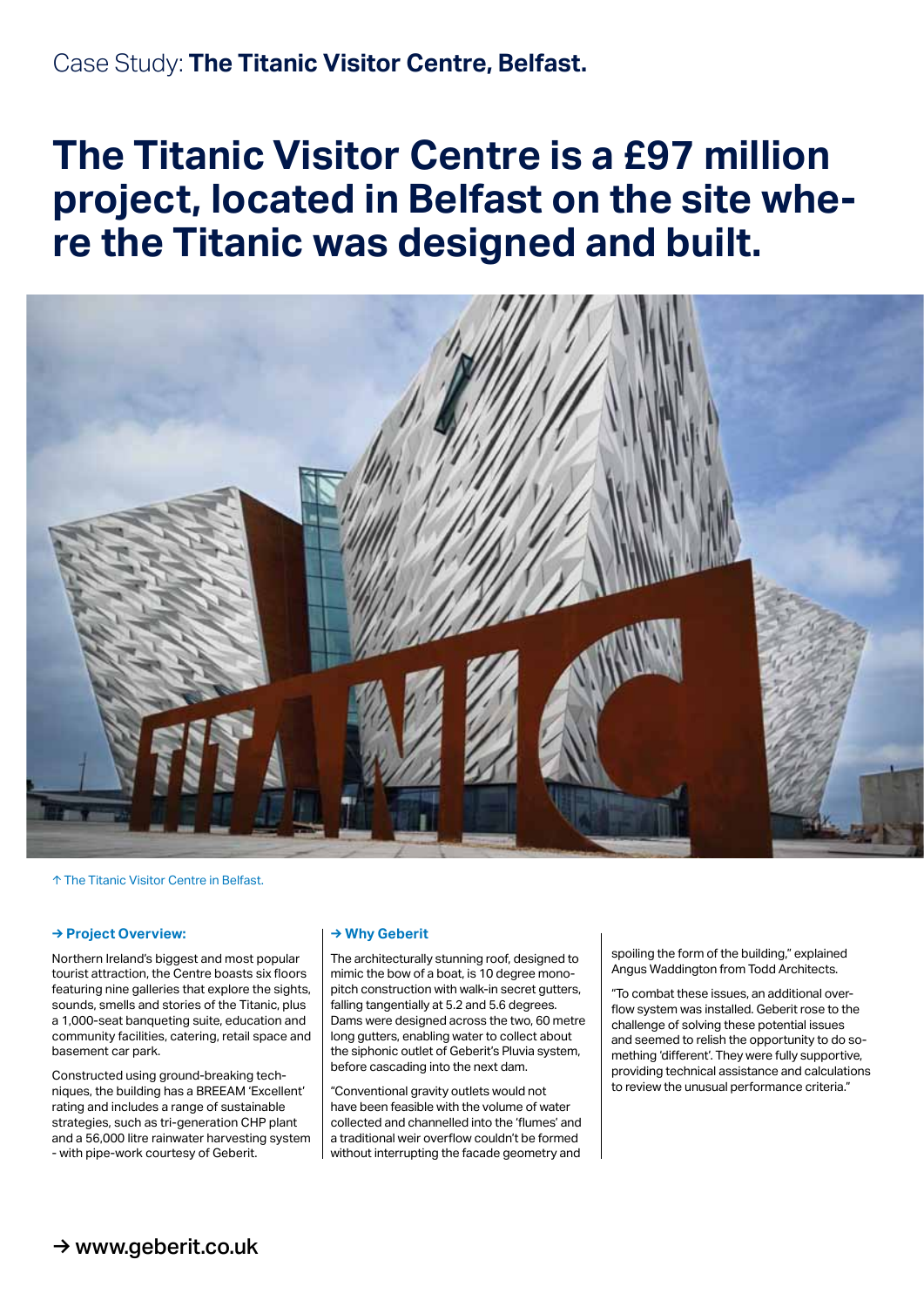Case Study: **The Titanic Visitor Centre, Belfast.**

# The Titanic Visitor Centre is a £97 million project, located in Belfast on the site where the Titanic was designed and built.

↑ The Titanic Visitor Centre in Belfast.

**→ Project Overview:**

Northern Ireland's biggest and most popular tourist attraction, the Centre boasts six floors featuring nine galleries that explore the sights, sounds, smells and stories of the Titanic, plus a 1,000-seat banqueting suite, education and community facilities, catering, retail space and basement car park.

Constructed using ground-breaking techniques, the building has a BREEAM 'Excellent' rating and includes a range of sustainable strategies, such as tri-generation CHP plant and a 56,000 litre rainwater harvesting system - with pipe-work courtesy of Geberit.

**→ Why Geberit**

The architecturally stunning roof, designed to mimic the bow of a boat, is 10 degree monopitch construction with walk-in secret gutters, falling tangentially at 5.2 and 5.6 degrees. Dams were designed across the two, 60 metre long gutters, enabling water to collect about the siphonic outlet of Geberit's Pluvia system, before cascading into the next dam.

"Conventional gravity outlets would not have been feasible with the volume of water collected and channelled into the 'flumes' and a traditional weir overflow couldn't be formed without interrupting the facade geometry and spoiling the form of the building," explained Angus Waddington from Todd Architects.

"To combat these issues, an additional overflow system was installed. Geberit rose to the challenge of solving these potential issues and seemed to relish the opportunity to do something 'different'. They were fully supportive, providing technical assistance and calculations to review the unusual performance criteria."

→ www.geberit.co.uk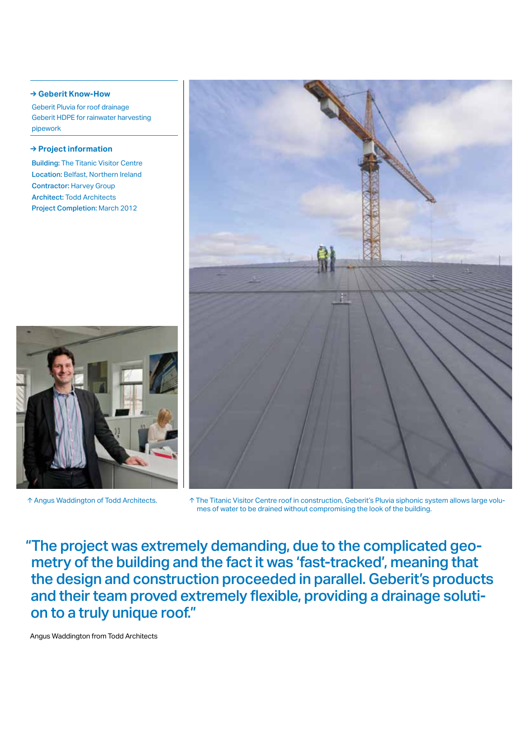**→ Geberit Know-How**

Geberit Pluvia for roof drainage
Geberit HDPE for rainwater harvesting pipework

**→ Project information**

**Building:** The Titanic Visitor Centre
**Location:** Belfast, Northern Ireland
**Contractor:** Harvey Group
**Architect:** Todd Architects
**Project Completion:** March 2012

↑ Angus Waddington of Todd Architects.

↑ The Titanic Visitor Centre roof in construction, Geberit's Pluvia siphonic system allows large volumes of water to be drained without compromising the look of the building.

## "The project was extremely demanding, due to the complicated geometry of the building and the fact it was 'fast-tracked', meaning that the design and construction proceeded in parallel. Geberit's products and their team proved extremely flexible, providing a drainage solution to a truly unique roof."

Angus Waddington from Todd Architects